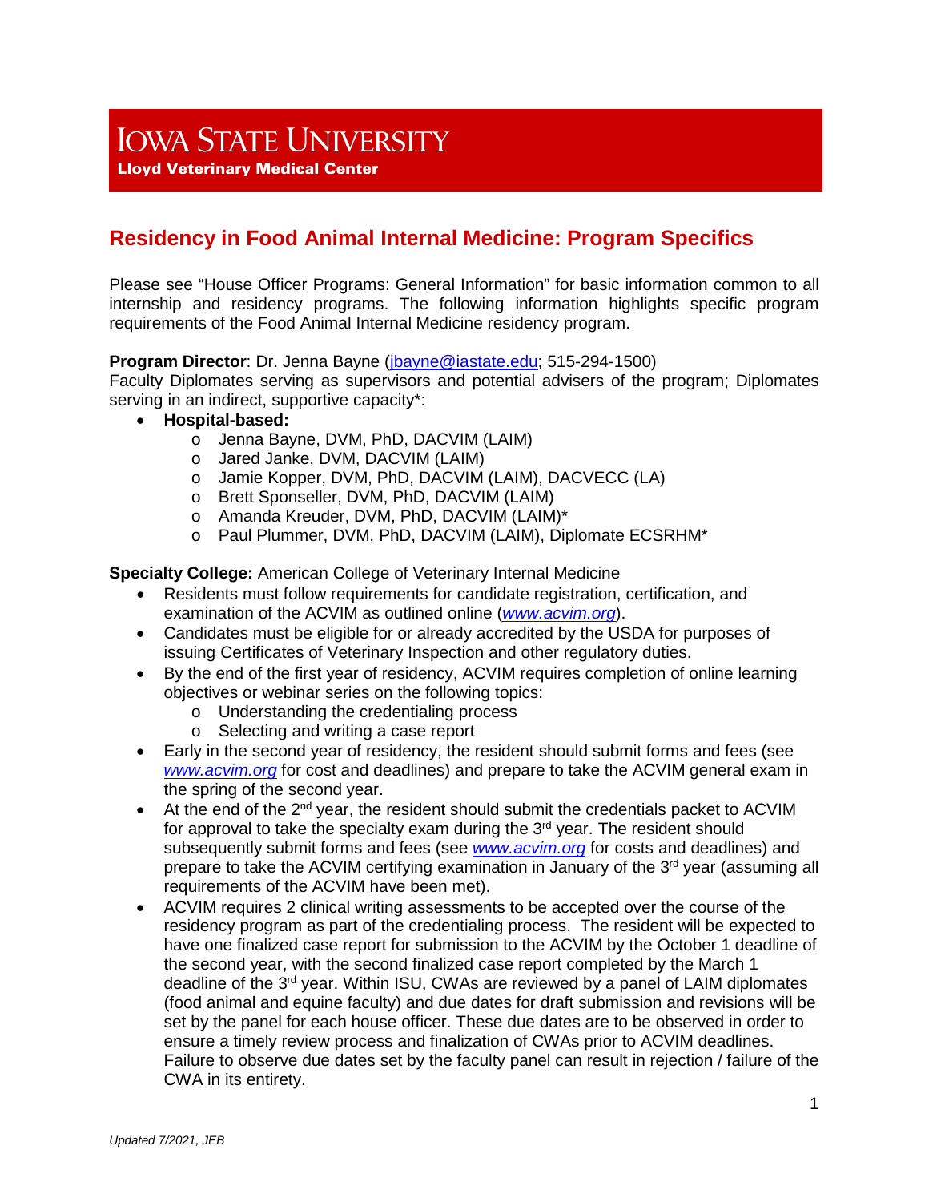# IOWA STATE UNIVERSITY
**Lloyd Veterinary Medical Center**

## Residency in Food Animal Internal Medicine: Program Specifics

Please see "House Officer Programs: General Information" for basic information common to all internship and residency programs. The following information highlights specific program requirements of the Food Animal Internal Medicine residency program.

**Program Director**: Dr. Jenna Bayne (jbayne@iastate.edu; 515-294-1500)
Faculty Diplomates serving as supervisors and potential advisers of the program; Diplomates serving in an indirect, supportive capacity*:

- **Hospital-based:**
  - Jenna Bayne, DVM, PhD, DACVIM (LAIM)
  - Jared Janke, DVM, DACVIM (LAIM)
  - Jamie Kopper, DVM, PhD, DACVIM (LAIM), DACVECC (LA)
  - Brett Sponseller, DVM, PhD, DACVIM (LAIM)
  - Amanda Kreuder, DVM, PhD, DACVIM (LAIM)*
  - Paul Plummer, DVM, PhD, DACVIM (LAIM), Diplomate ECSRHM*

**Specialty College:** American College of Veterinary Internal Medicine

- Residents must follow requirements for candidate registration, certification, and examination of the ACVIM as outlined online (*www.acvim.org*).
- Candidates must be eligible for or already accredited by the USDA for purposes of issuing Certificates of Veterinary Inspection and other regulatory duties.
- By the end of the first year of residency, ACVIM requires completion of online learning objectives or webinar series on the following topics:
  - Understanding the credentialing process
  - Selecting and writing a case report
- Early in the second year of residency, the resident should submit forms and fees (see *www.acvim.org* for cost and deadlines) and prepare to take the ACVIM general exam in the spring of the second year.
- At the end of the 2nd year, the resident should submit the credentials packet to ACVIM for approval to take the specialty exam during the 3rd year. The resident should subsequently submit forms and fees (see *www.acvim.org* for costs and deadlines) and prepare to take the ACVIM certifying examination in January of the 3rd year (assuming all requirements of the ACVIM have been met).
- ACVIM requires 2 clinical writing assessments to be accepted over the course of the residency program as part of the credentialing process. The resident will be expected to have one finalized case report for submission to the ACVIM by the October 1 deadline of the second year, with the second finalized case report completed by the March 1 deadline of the 3rd year. Within ISU, CWAs are reviewed by a panel of LAIM diplomates (food animal and equine faculty) and due dates for draft submission and revisions will be set by the panel for each house officer. These due dates are to be observed in order to ensure a timely review process and finalization of CWAs prior to ACVIM deadlines. Failure to observe due dates set by the faculty panel can result in rejection / failure of the CWA in its entirety.

*Updated 7/2021, JEB*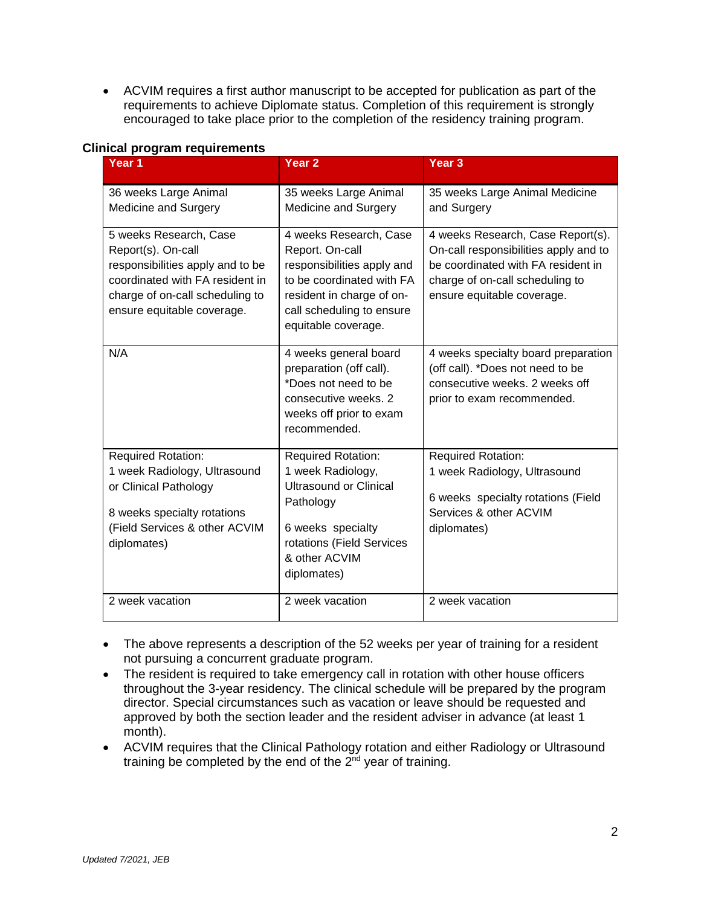- ACVIM requires a first author manuscript to be accepted for publication as part of the requirements to achieve Diplomate status. Completion of this requirement is strongly encouraged to take place prior to the completion of the residency training program.

**Clinical program requirements**

| Year 1 | Year 2 | Year 3 |
| --- | --- | --- |
| 36 weeks Large Animal Medicine and Surgery | 35 weeks Large Animal Medicine and Surgery | 35 weeks Large Animal Medicine and Surgery |
| 5 weeks Research, Case Report(s). On-call responsibilities apply and to be coordinated with FA resident in charge of on-call scheduling to ensure equitable coverage. | 4 weeks Research, Case Report. On-call responsibilities apply and to be coordinated with FA resident in charge of on-call scheduling to ensure equitable coverage. | 4 weeks Research, Case Report(s). On-call responsibilities apply and to be coordinated with FA resident in charge of on-call scheduling to ensure equitable coverage. |
| N/A | 4 weeks general board preparation (off call). *Does not need to be consecutive weeks. 2 weeks off prior to exam recommended. | 4 weeks specialty board preparation (off call). *Does not need to be consecutive weeks. 2 weeks off prior to exam recommended. |
| Required Rotation:<br>1 week Radiology, Ultrasound or Clinical Pathology<br><br>8 weeks specialty rotations (Field Services & other ACVIM diplomates) | Required Rotation:<br>1 week Radiology, Ultrasound or Clinical Pathology<br><br>6 weeks specialty rotations (Field Services & other ACVIM diplomates) | Required Rotation:<br>1 week Radiology, Ultrasound<br><br>6 weeks specialty rotations (Field Services & other ACVIM diplomates) |
| 2 week vacation | 2 week vacation | 2 week vacation |

- The above represents a description of the 52 weeks per year of training for a resident not pursuing a concurrent graduate program.
- The resident is required to take emergency call in rotation with other house officers throughout the 3-year residency. The clinical schedule will be prepared by the program director. Special circumstances such as vacation or leave should be requested and approved by both the section leader and the resident adviser in advance (at least 1 month).
- ACVIM requires that the Clinical Pathology rotation and either Radiology or Ultrasound training be completed by the end of the 2nd year of training.

*Updated 7/2021, JEB*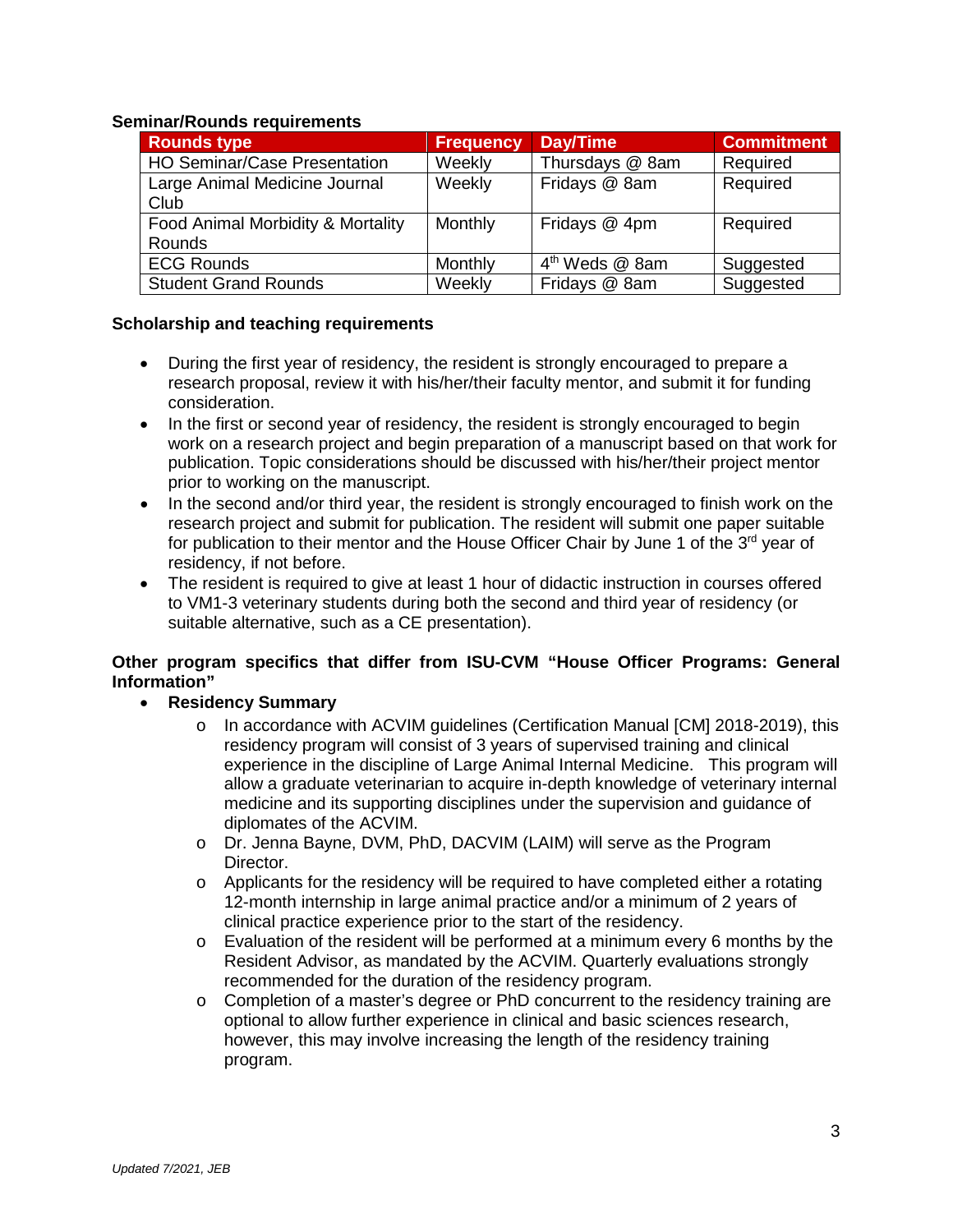**Seminar/Rounds requirements**

| Rounds type | Frequency | Day/Time | Commitment |
|---|---|---|---|
| HO Seminar/Case Presentation | Weekly | Thursdays @ 8am | Required |
| Large Animal Medicine Journal Club | Weekly | Fridays @ 8am | Required |
| Food Animal Morbidity & Mortality Rounds | Monthly | Fridays @ 4pm | Required |
| ECG Rounds | Monthly | 4th Weds @ 8am | Suggested |
| Student Grand Rounds | Weekly | Fridays @ 8am | Suggested |

**Scholarship and teaching requirements**

- During the first year of residency, the resident is strongly encouraged to prepare a research proposal, review it with his/her/their faculty mentor, and submit it for funding consideration.
- In the first or second year of residency, the resident is strongly encouraged to begin work on a research project and begin preparation of a manuscript based on that work for publication. Topic considerations should be discussed with his/her/their project mentor prior to working on the manuscript.
- In the second and/or third year, the resident is strongly encouraged to finish work on the research project and submit for publication. The resident will submit one paper suitable for publication to their mentor and the House Officer Chair by June 1 of the 3rd year of residency, if not before.
- The resident is required to give at least 1 hour of didactic instruction in courses offered to VM1-3 veterinary students during both the second and third year of residency (or suitable alternative, such as a CE presentation).

**Other program specifics that differ from ISU-CVM "House Officer Programs: General Information"**

- **Residency Summary**
  - In accordance with ACVIM guidelines (Certification Manual [CM] 2018-2019), this residency program will consist of 3 years of supervised training and clinical experience in the discipline of Large Animal Internal Medicine. This program will allow a graduate veterinarian to acquire in-depth knowledge of veterinary internal medicine and its supporting disciplines under the supervision and guidance of diplomates of the ACVIM.
  - Dr. Jenna Bayne, DVM, PhD, DACVIM (LAIM) will serve as the Program Director.
  - Applicants for the residency will be required to have completed either a rotating 12-month internship in large animal practice and/or a minimum of 2 years of clinical practice experience prior to the start of the residency.
  - Evaluation of the resident will be performed at a minimum every 6 months by the Resident Advisor, as mandated by the ACVIM. Quarterly evaluations strongly recommended for the duration of the residency program.
  - Completion of a master's degree or PhD concurrent to the residency training are optional to allow further experience in clinical and basic sciences research, however, this may involve increasing the length of the residency training program.

*Updated 7/2021, JEB*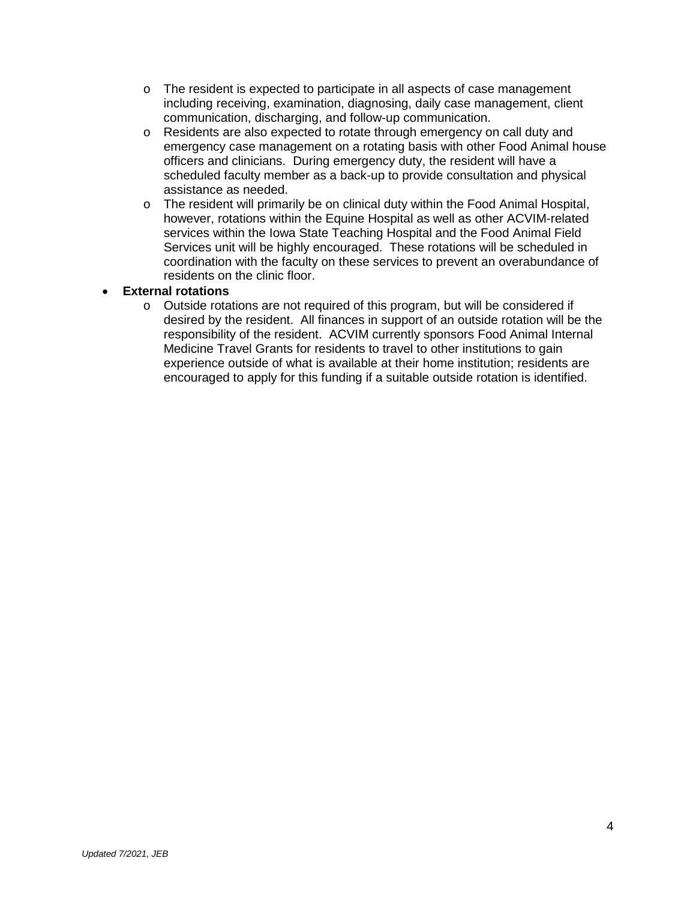- The resident is expected to participate in all aspects of case management including receiving, examination, diagnosing, daily case management, client communication, discharging, and follow-up communication.
    - Residents are also expected to rotate through emergency on call duty and emergency case management on a rotating basis with other Food Animal house officers and clinicians. During emergency duty, the resident will have a scheduled faculty member as a back-up to provide consultation and physical assistance as needed.
    - The resident will primarily be on clinical duty within the Food Animal Hospital, however, rotations within the Equine Hospital as well as other ACVIM-related services within the Iowa State Teaching Hospital and the Food Animal Field Services unit will be highly encouraged. These rotations will be scheduled in coordination with the faculty on these services to prevent an overabundance of residents on the clinic floor.

- **External rotations**
    - Outside rotations are not required of this program, but will be considered if desired by the resident. All finances in support of an outside rotation will be the responsibility of the resident. ACVIM currently sponsors Food Animal Internal Medicine Travel Grants for residents to travel to other institutions to gain experience outside of what is available at their home institution; residents are encouraged to apply for this funding if a suitable outside rotation is identified.